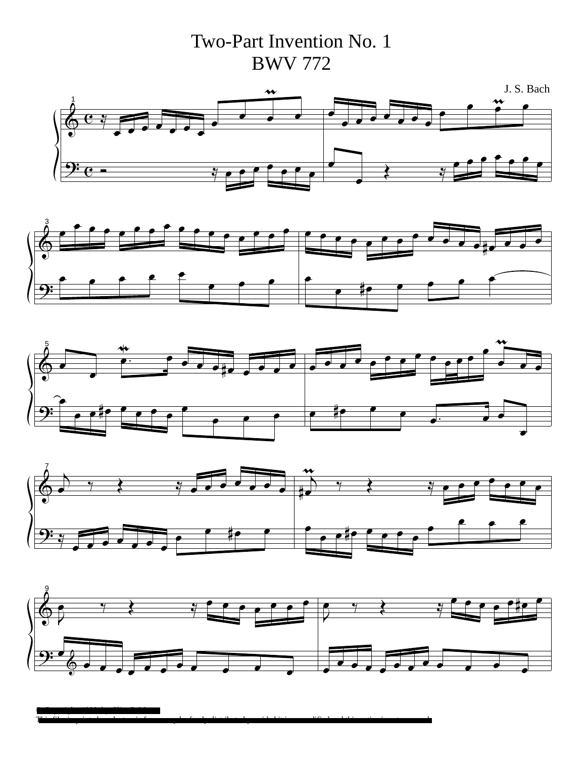# Two-Part Invention No. 1
# BWV 772

J. S. Bach